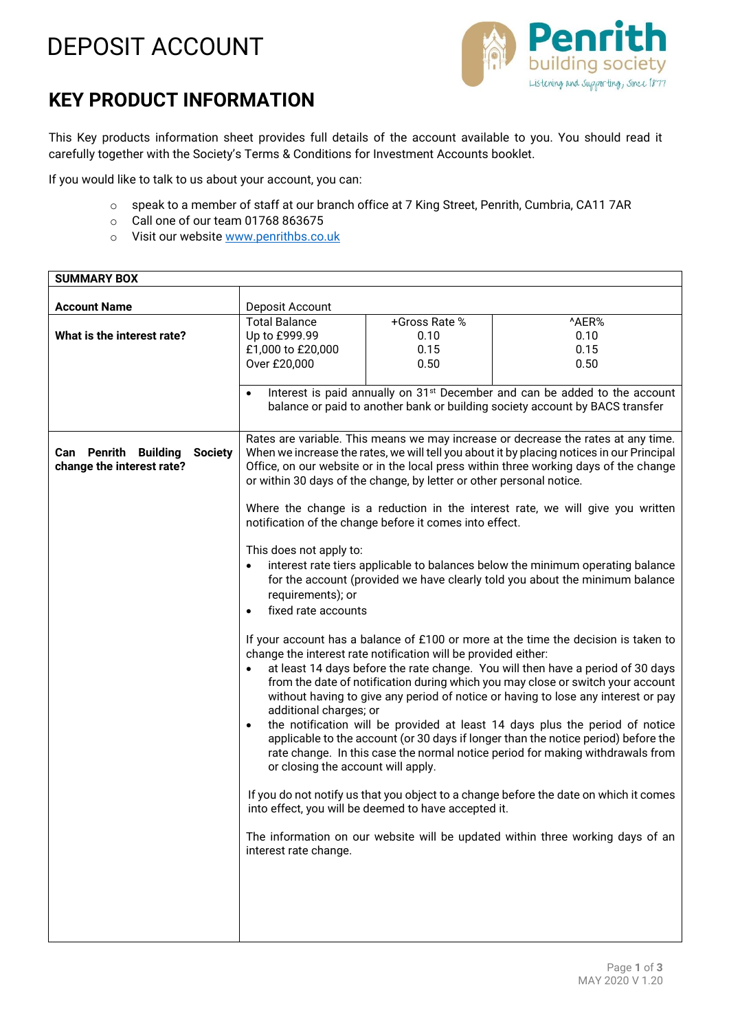# DEPOSIT ACCOUNT

## KEY PRODUCT INFORMATION

This Key products information sheet provides full details of the account available to you. You should read it carefully together with the Society's Terms & Conditions for Investment Accounts booklet.

If you would like to talk to us about your account, you can:

- speak to a member of staff at our branch office at 7 King Street, Penrith, Cumbria, CA11 7AR
- Call one of our team 01768 863675
- Visit our website www.penrithbs.co.uk

| SUMMARY BOX | | | |
|---|---|---|---|
| **Account Name** | Deposit Account | | |
| **What is the interest rate?** | Total Balance<br>Up to £999.99<br>£1,000 to £20,000<br>Over £20,000 | +Gross Rate %<br>0.10<br>0.15<br>0.50 | ^AER%<br>0.10<br>0.15<br>0.50 |
| | • Interest is paid annually on 31st December and can be added to the account balance or paid to another bank or building society account by BACS transfer | | |
| **Can Penrith Building Society change the interest rate?** | Rates are variable. This means we may increase or decrease the rates at any time. When we increase the rates, we will tell you about it by placing notices in our Principal Office, on our website or in the local press within three working days of the change or within 30 days of the change, by letter or other personal notice.<br><br>Where the change is a reduction in the interest rate, we will give you written notification of the change before it comes into effect.<br><br>This does not apply to:<br>• interest rate tiers applicable to balances below the minimum operating balance for the account (provided we have clearly told you about the minimum balance requirements); or<br>• fixed rate accounts<br><br>If your account has a balance of £100 or more at the time the decision is taken to change the interest rate notification will be provided either:<br>• at least 14 days before the rate change. You will then have a period of 30 days from the date of notification during which you may close or switch your account without having to give any period of notice or having to lose any interest or pay additional charges; or<br>• the notification will be provided at least 14 days plus the period of notice applicable to the account (or 30 days if longer than the notice period) before the rate change. In this case the normal notice period for making withdrawals from or closing the account will apply.<br><br>If you do not notify us that you object to a change before the date on which it comes into effect, you will be deemed to have accepted it.<br><br>The information on our website will be updated within three working days of an interest rate change. | | |

MAY 2020 V 1.20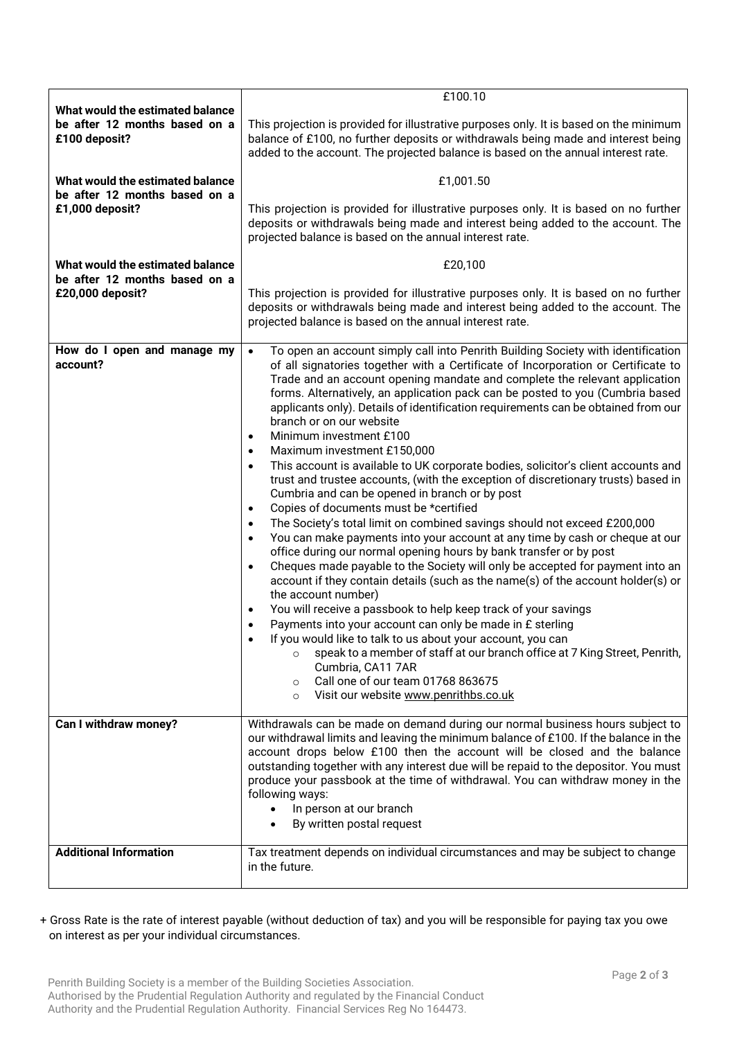| | |
|---|---|
| **What would the estimated balance be after 12 months based on a £100 deposit?** | £100.10<br><br>This projection is provided for illustrative purposes only. It is based on the minimum balance of £100, no further deposits or withdrawals being made and interest being added to the account. The projected balance is based on the annual interest rate. |
| **What would the estimated balance be after 12 months based on a £1,000 deposit?** | £1,001.50<br><br>This projection is provided for illustrative purposes only. It is based on no further deposits or withdrawals being made and interest being added to the account. The projected balance is based on the annual interest rate. |
| **What would the estimated balance be after 12 months based on a £20,000 deposit?** | £20,100<br><br>This projection is provided for illustrative purposes only. It is based on no further deposits or withdrawals being made and interest being added to the account. The projected balance is based on the annual interest rate. |
| **How do I open and manage my account?** | • To open an account simply call into Penrith Building Society with identification of all signatories together with a Certificate of Incorporation or Certificate to Trade and an account opening mandate and complete the relevant application forms. Alternatively, an application pack can be posted to you (Cumbria based applicants only). Details of identification requirements can be obtained from our branch or on our website<br>• Minimum investment £100<br>• Maximum investment £150,000<br>• This account is available to UK corporate bodies, solicitor's client accounts and trust and trustee accounts, (with the exception of discretionary trusts) based in Cumbria and can be opened in branch or by post<br>• Copies of documents must be *certified<br>• The Society's total limit on combined savings should not exceed £200,000<br>• You can make payments into your account at any time by cash or cheque at our office during our normal opening hours by bank transfer or by post<br>• Cheques made payable to the Society will only be accepted for payment into an account if they contain details (such as the name(s) of the account holder(s) or the account number)<br>• You will receive a passbook to help keep track of your savings<br>• Payments into your account can only be made in £ sterling<br>• If you would like to talk to us about your account, you can<br>&nbsp;&nbsp;&nbsp;&nbsp;○ speak to a member of staff at our branch office at 7 King Street, Penrith, Cumbria, CA11 7AR<br>&nbsp;&nbsp;&nbsp;&nbsp;○ Call one of our team 01768 863675<br>&nbsp;&nbsp;&nbsp;&nbsp;○ Visit our website www.penrithbs.co.uk |
| **Can I withdraw money?** | Withdrawals can be made on demand during our normal business hours subject to our withdrawal limits and leaving the minimum balance of £100. If the balance in the account drops below £100 then the account will be closed and the balance outstanding together with any interest due will be repaid to the depositor. You must produce your passbook at the time of withdrawal. You can withdraw money in the following ways:<br>• In person at our branch<br>• By written postal request |
| **Additional Information** | Tax treatment depends on individual circumstances and may be subject to change in the future. |

+ Gross Rate is the rate of interest payable (without deduction of tax) and you will be responsible for paying tax you owe on interest as per your individual circumstances.

Penrith Building Society is a member of the Building Societies Association.
Authorised by the Prudential Regulation Authority and regulated by the Financial Conduct Authority and the Prudential Regulation Authority. Financial Services Reg No 164473.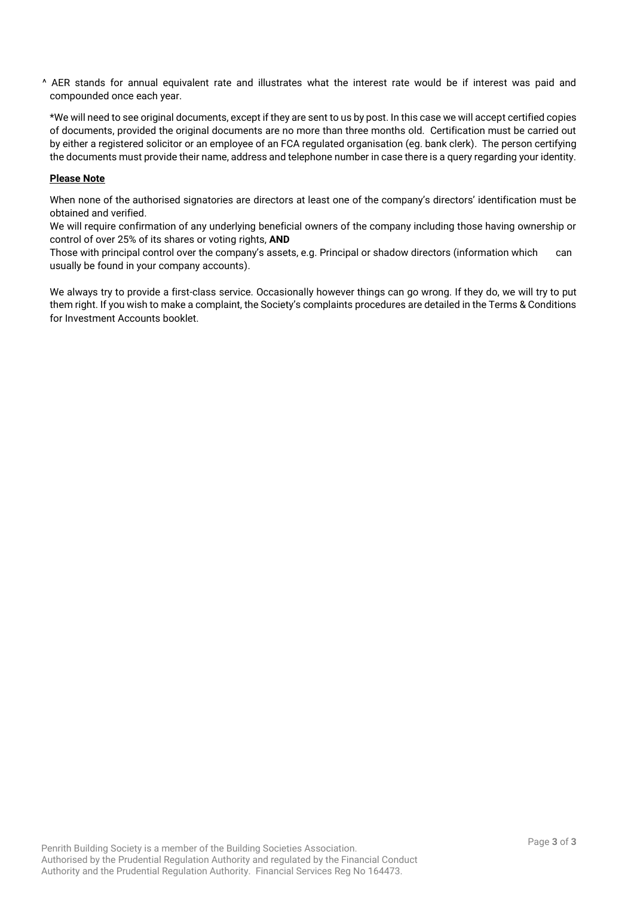^ AER stands for annual equivalent rate and illustrates what the interest rate would be if interest was paid and compounded once each year.

*We will need to see original documents, except if they are sent to us by post. In this case we will accept certified copies of documents, provided the original documents are no more than three months old. Certification must be carried out by either a registered solicitor or an employee of an FCA regulated organisation (eg. bank clerk). The person certifying the documents must provide their name, address and telephone number in case there is a query regarding your identity.

**Please Note**

When none of the authorised signatories are directors at least one of the company's directors' identification must be obtained and verified.
We will require confirmation of any underlying beneficial owners of the company including those having ownership or control of over 25% of its shares or voting rights, **AND**
Those with principal control over the company's assets, e.g. Principal or shadow directors (information which can usually be found in your company accounts).

We always try to provide a first-class service. Occasionally however things can go wrong. If they do, we will try to put them right. If you wish to make a complaint, the Society's complaints procedures are detailed in the Terms & Conditions for Investment Accounts booklet.

Penrith Building Society is a member of the Building Societies Association.
Authorised by the Prudential Regulation Authority and regulated by the Financial Conduct Authority and the Prudential Regulation Authority. Financial Services Reg No 164473.